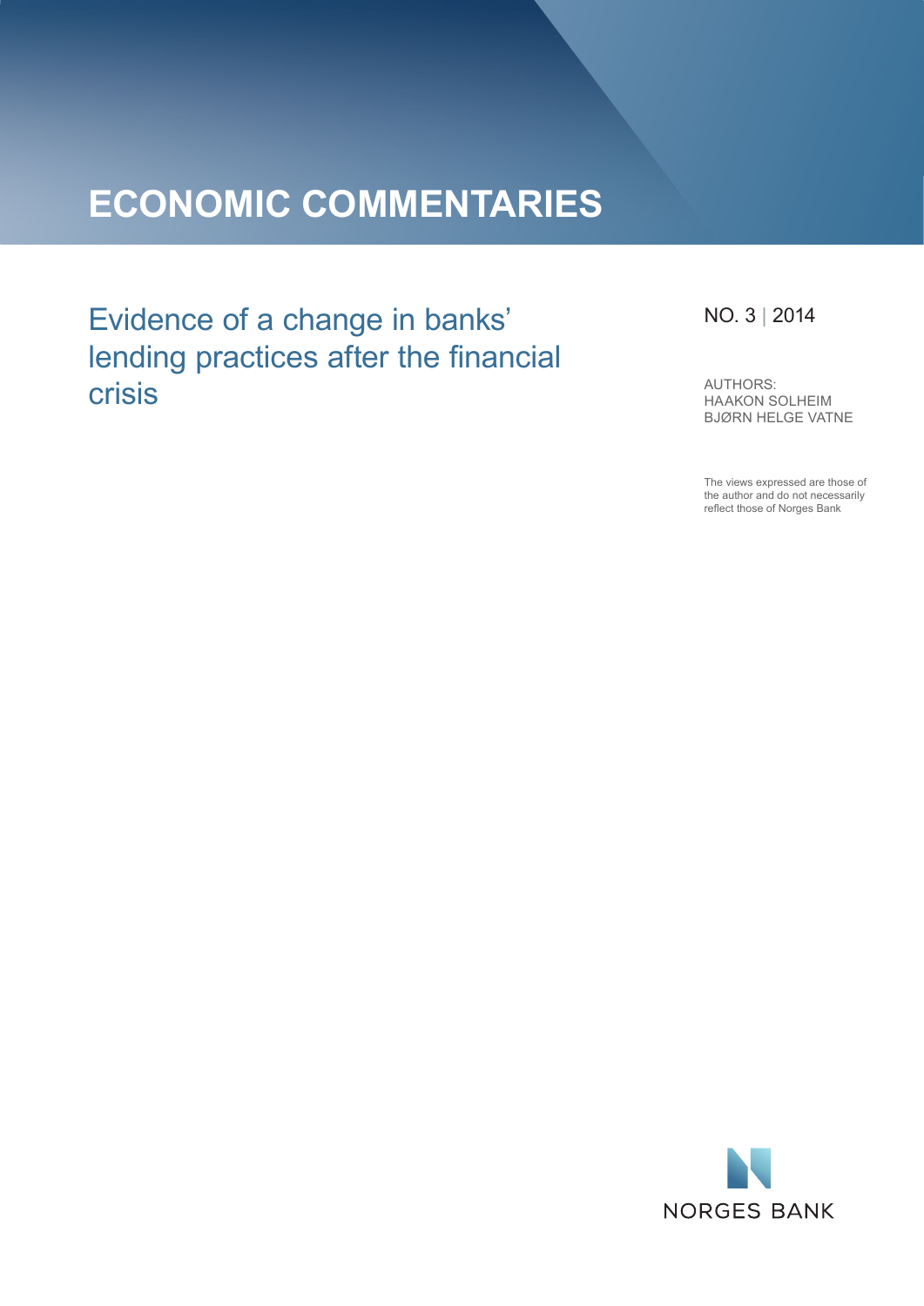# ECONOMIC COMMENTARIES

## Evidence of a change in banks' lending practices after the financial crisis

NO. 3 | 2014

AUTHORS:
HAAKON SOLHEIM
BJØRN HELGE VATNE

The views expressed are those of the author and do not necessarily reflect those of Norges Bank

NORGES BANK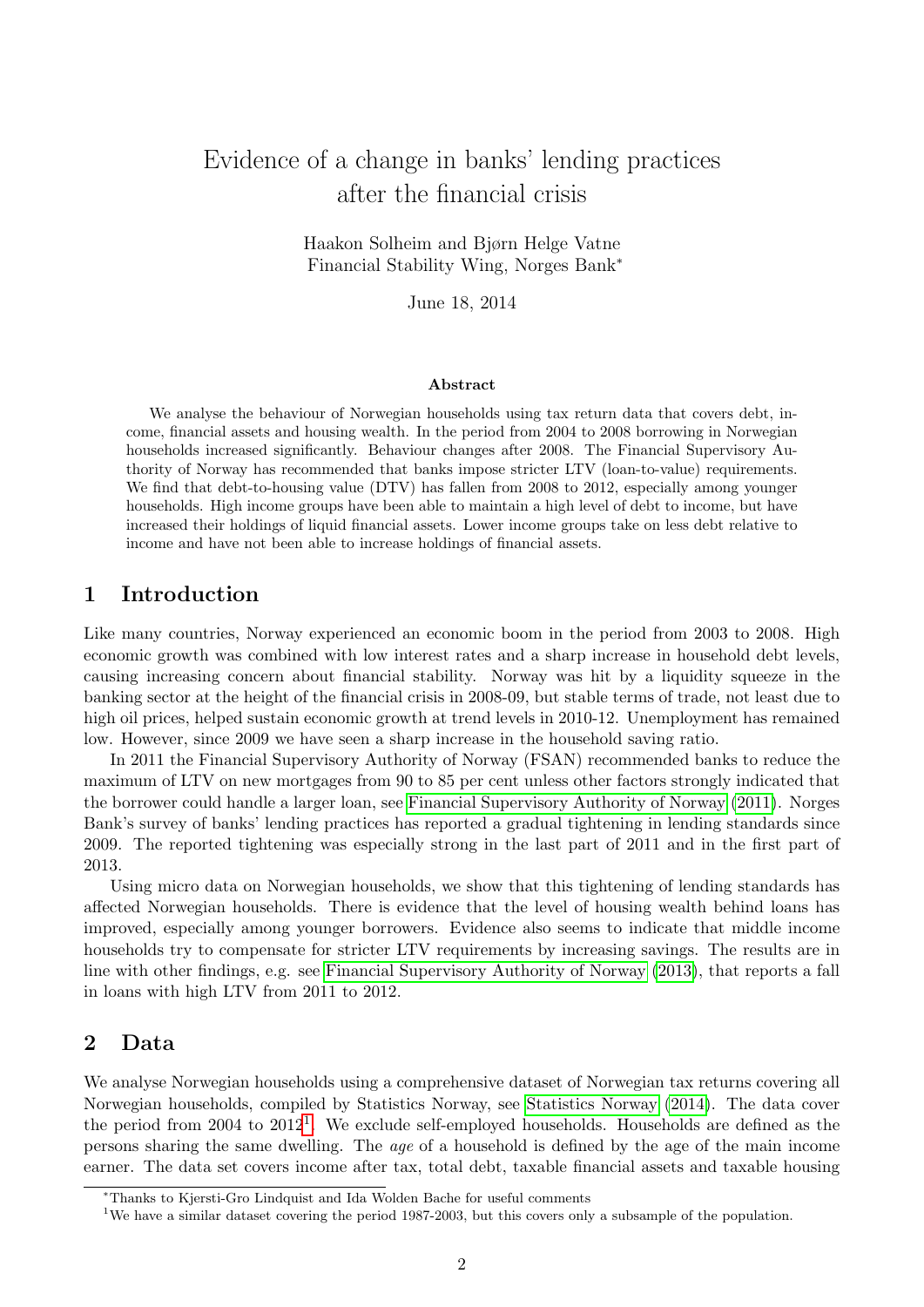# Evidence of a change in banks' lending practices after the financial crisis

Haakon Solheim and Bjørn Helge Vatne
Financial Stability Wing, Norges Bank*

June 18, 2014

### Abstract

We analyse the behaviour of Norwegian households using tax return data that covers debt, income, financial assets and housing wealth. In the period from 2004 to 2008 borrowing in Norwegian households increased significantly. Behaviour changes after 2008. The Financial Supervisory Authority of Norway has recommended that banks impose stricter LTV (loan-to-value) requirements. We find that debt-to-housing value (DTV) has fallen from 2008 to 2012, especially among younger households. High income groups have been able to maintain a high level of debt to income, but have increased their holdings of liquid financial assets. Lower income groups take on less debt relative to income and have not been able to increase holdings of financial assets.

## 1 Introduction

Like many countries, Norway experienced an economic boom in the period from 2003 to 2008. High economic growth was combined with low interest rates and a sharp increase in household debt levels, causing increasing concern about financial stability. Norway was hit by a liquidity squeeze in the banking sector at the height of the financial crisis in 2008-09, but stable terms of trade, not least due to high oil prices, helped sustain economic growth at trend levels in 2010-12. Unemployment has remained low. However, since 2009 we have seen a sharp increase in the household saving ratio.

In 2011 the Financial Supervisory Authority of Norway (FSAN) recommended banks to reduce the maximum of LTV on new mortgages from 90 to 85 per cent unless other factors strongly indicated that the borrower could handle a larger loan, see Financial Supervisory Authority of Norway (2011). Norges Bank's survey of banks' lending practices has reported a gradual tightening in lending standards since 2009. The reported tightening was especially strong in the last part of 2011 and in the first part of 2013.

Using micro data on Norwegian households, we show that this tightening of lending standards has affected Norwegian households. There is evidence that the level of housing wealth behind loans has improved, especially among younger borrowers. Evidence also seems to indicate that middle income households try to compensate for stricter LTV requirements by increasing savings. The results are in line with other findings, e.g. see Financial Supervisory Authority of Norway (2013), that reports a fall in loans with high LTV from 2011 to 2012.

## 2 Data

We analyse Norwegian households using a comprehensive dataset of Norwegian tax returns covering all Norwegian households, compiled by Statistics Norway, see Statistics Norway (2014). The data cover the period from 2004 to 2012[1]. We exclude self-employed households. Households are defined as the persons sharing the same dwelling. The *age* of a household is defined by the age of the main income earner. The data set covers income after tax, total debt, taxable financial assets and taxable housing

*Thanks to Kjersti-Gro Lindquist and Ida Wolden Bache for useful comments

[1]We have a similar dataset covering the period 1987-2003, but this covers only a subsample of the population.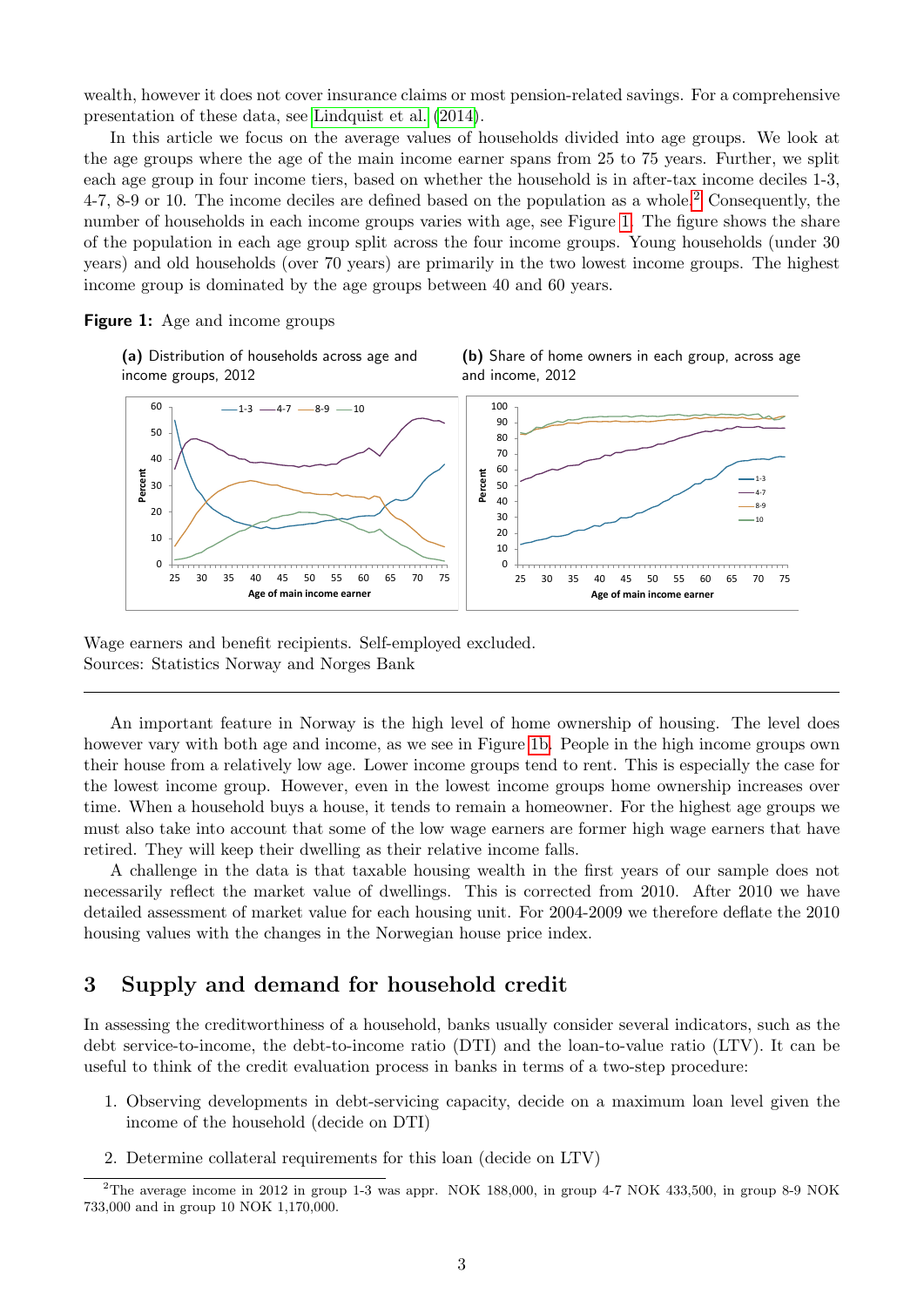wealth, however it does not cover insurance claims or most pension-related savings. For a comprehensive presentation of these data, see Lindquist et al. (2014).

In this article we focus on the average values of households divided into age groups. We look at the age groups where the age of the main income earner spans from 25 to 75 years. Further, we split each age group in four income tiers, based on whether the household is in after-tax income deciles 1-3, 4-7, 8-9 or 10. The income deciles are defined based on the population as a whole.[2] Consequently, the number of households in each income groups varies with age, see Figure 1. The figure shows the share of the population in each age group split across the four income groups. Young households (under 30 years) and old households (over 70 years) are primarily in the two lowest income groups. The highest income group is dominated by the age groups between 40 and 60 years.

**Figure 1:** Age and income groups

**(a)** Distribution of households across age and income groups, 2012

**(b)** Share of home owners in each group, across age and income, 2012

Wage earners and benefit recipients. Self-employed excluded.
Sources: Statistics Norway and Norges Bank

---

An important feature in Norway is the high level of home ownership of housing. The level does however vary with both age and income, as we see in Figure 1b. People in the high income groups own their house from a relatively low age. Lower income groups tend to rent. This is especially the case for the lowest income group. However, even in the lowest income groups home ownership increases over time. When a household buys a house, it tends to remain a homeowner. For the highest age groups we must also take into account that some of the low wage earners are former high wage earners that have retired. They will keep their dwelling as their relative income falls.

A challenge in the data is that taxable housing wealth in the first years of our sample does not necessarily reflect the market value of dwellings. This is corrected from 2010. After 2010 we have detailed assessment of market value for each housing unit. For 2004-2009 we therefore deflate the 2010 housing values with the changes in the Norwegian house price index.

## 3 Supply and demand for household credit

In assessing the creditworthiness of a household, banks usually consider several indicators, such as the debt service-to-income, the debt-to-income ratio (DTI) and the loan-to-value ratio (LTV). It can be useful to think of the credit evaluation process in banks in terms of a two-step procedure:

1. Observing developments in debt-servicing capacity, decide on a maximum loan level given the income of the household (decide on DTI)
2. Determine collateral requirements for this loan (decide on LTV)

[2] The average income in 2012 in group 1-3 was appr. NOK 188,000, in group 4-7 NOK 433,500, in group 8-9 NOK 733,000 and in group 10 NOK 1,170,000.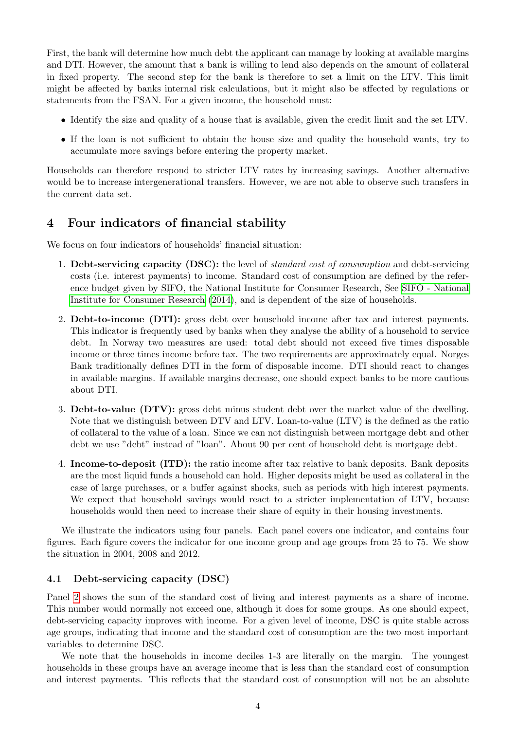First, the bank will determine how much debt the applicant can manage by looking at available margins and DTI. However, the amount that a bank is willing to lend also depends on the amount of collateral in fixed property. The second step for the bank is therefore to set a limit on the LTV. This limit might be affected by banks internal risk calculations, but it might also be affected by regulations or statements from the FSAN. For a given income, the household must:

- Identify the size and quality of a house that is available, given the credit limit and the set LTV.
- If the loan is not sufficient to obtain the house size and quality the household wants, try to accumulate more savings before entering the property market.

Households can therefore respond to stricter LTV rates by increasing savings. Another alternative would be to increase intergenerational transfers. However, we are not able to observe such transfers in the current data set.

## 4 Four indicators of financial stability

We focus on four indicators of households' financial situation:

1. **Debt-servicing capacity (DSC):** the level of *standard cost of consumption* and debt-servicing costs (i.e. interest payments) to income. Standard cost of consumption are defined by the reference budget given by SIFO, the National Institute for Consumer Research, See SIFO - National Institute for Consumer Research (2014), and is dependent of the size of households.
2. **Debt-to-income (DTI):** gross debt over household income after tax and interest payments. This indicator is frequently used by banks when they analyse the ability of a household to service debt. In Norway two measures are used: total debt should not exceed five times disposable income or three times income before tax. The two requirements are approximately equal. Norges Bank traditionally defines DTI in the form of disposable income. DTI should react to changes in available margins. If available margins decrease, one should expect banks to be more cautious about DTI.
3. **Debt-to-value (DTV):** gross debt minus student debt over the market value of the dwelling. Note that we distinguish between DTV and LTV. Loan-to-value (LTV) is the defined as the ratio of collateral to the value of a loan. Since we can not distinguish between mortgage debt and other debt we use "debt" instead of "loan". About 90 per cent of household debt is mortgage debt.
4. **Income-to-deposit (ITD):** the ratio income after tax relative to bank deposits. Bank deposits are the most liquid funds a household can hold. Higher deposits might be used as collateral in the case of large purchases, or a buffer against shocks, such as periods with high interest payments. We expect that household savings would react to a stricter implementation of LTV, because households would then need to increase their share of equity in their housing investments.

We illustrate the indicators using four panels. Each panel covers one indicator, and contains four figures. Each figure covers the indicator for one income group and age groups from 25 to 75. We show the situation in 2004, 2008 and 2012.

### 4.1 Debt-servicing capacity (DSC)

Panel 2 shows the sum of the standard cost of living and interest payments as a share of income. This number would normally not exceed one, although it does for some groups. As one should expect, debt-servicing capacity improves with income. For a given level of income, DSC is quite stable across age groups, indicating that income and the standard cost of consumption are the two most important variables to determine DSC.

We note that the households in income deciles 1-3 are literally on the margin. The youngest households in these groups have an average income that is less than the standard cost of consumption and interest payments. This reflects that the standard cost of consumption will not be an absolute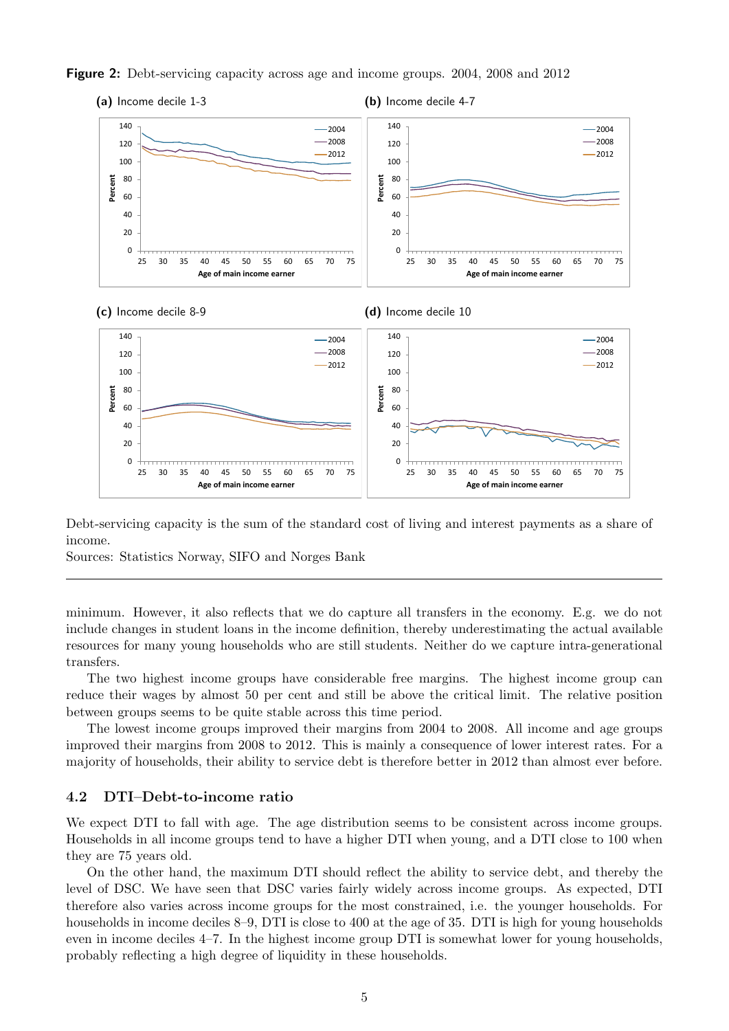**Figure 2:** Debt-servicing capacity across age and income groups. 2004, 2008 and 2012

**(a)** Income decile 1-3

**(b)** Income decile 4-7

**(c)** Income decile 8-9

**(d)** Income decile 10

Debt-servicing capacity is the sum of the standard cost of living and interest payments as a share of income.
Sources: Statistics Norway, SIFO and Norges Bank

---

minimum. However, it also reflects that we do capture all transfers in the economy. E.g. we do not include changes in student loans in the income definition, thereby underestimating the actual available resources for many young households who are still students. Neither do we capture intra-generational transfers.

The two highest income groups have considerable free margins. The highest income group can reduce their wages by almost 50 per cent and still be above the critical limit. The relative position between groups seems to be quite stable across this time period.

The lowest income groups improved their margins from 2004 to 2008. All income and age groups improved their margins from 2008 to 2012. This is mainly a consequence of lower interest rates. For a majority of households, their ability to service debt is therefore better in 2012 than almost ever before.

## 4.2 DTI–Debt-to-income ratio

We expect DTI to fall with age. The age distribution seems to be consistent across income groups. Households in all income groups tend to have a higher DTI when young, and a DTI close to 100 when they are 75 years old.

On the other hand, the maximum DTI should reflect the ability to service debt, and thereby the level of DSC. We have seen that DSC varies fairly widely across income groups. As expected, DTI therefore also varies across income groups for the most constrained, i.e. the younger households. For households in income deciles 8–9, DTI is close to 400 at the age of 35. DTI is high for young households even in income deciles 4–7. In the highest income group DTI is somewhat lower for young households, probably reflecting a high degree of liquidity in these households.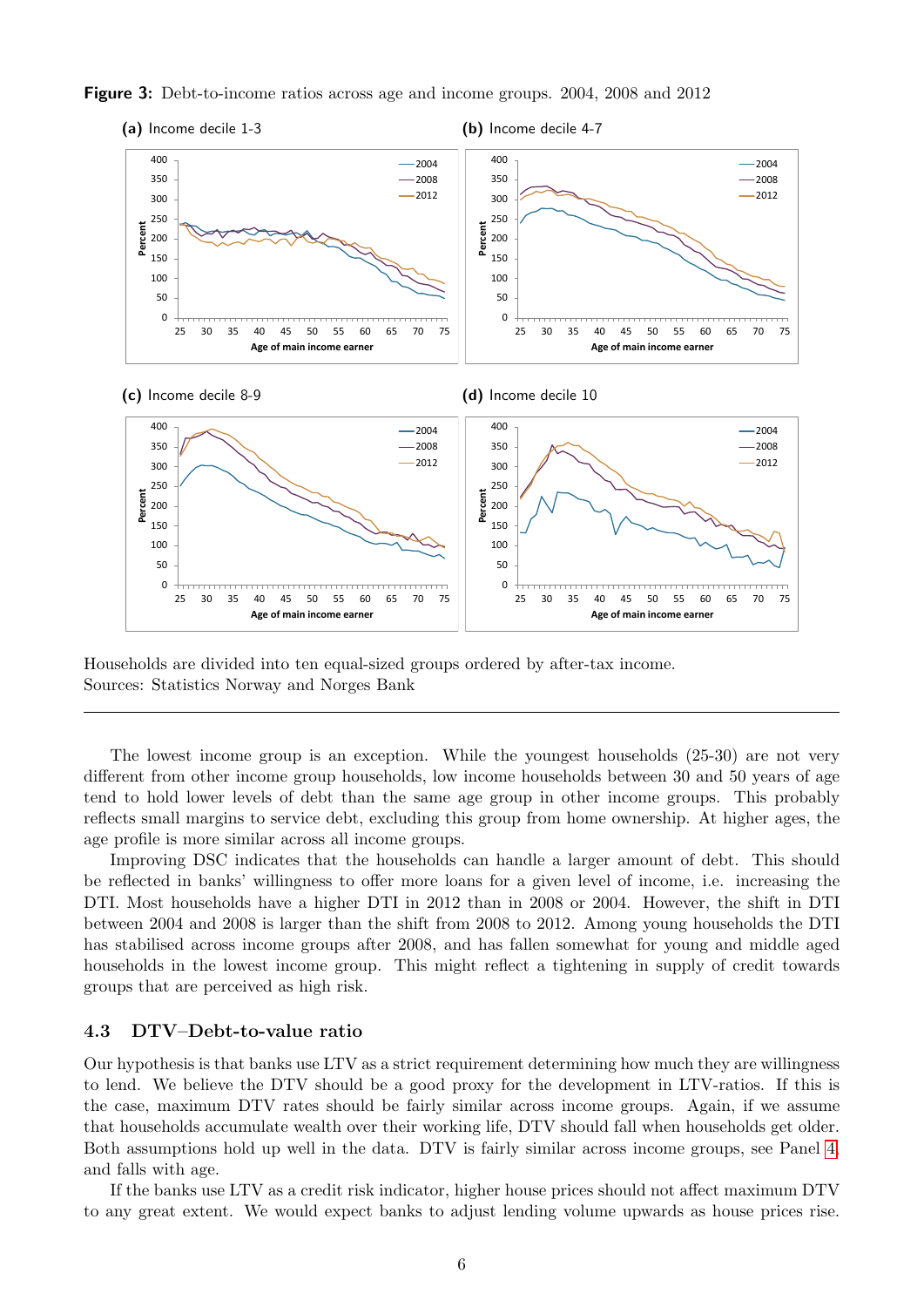**Figure 3:** Debt-to-income ratios across age and income groups. 2004, 2008 and 2012

**(a)** Income decile 1-3

**(b)** Income decile 4-7

**(c)** Income decile 8-9

**(d)** Income decile 10

Households are divided into ten equal-sized groups ordered by after-tax income.
Sources: Statistics Norway and Norges Bank

---

The lowest income group is an exception. While the youngest households (25-30) are not very different from other income group households, low income households between 30 and 50 years of age tend to hold lower levels of debt than the same age group in other income groups. This probably reflects small margins to service debt, excluding this group from home ownership. At higher ages, the age profile is more similar across all income groups.

Improving DSC indicates that the households can handle a larger amount of debt. This should be reflected in banks' willingness to offer more loans for a given level of income, i.e. increasing the DTI. Most households have a higher DTI in 2012 than in 2008 or 2004. However, the shift in DTI between 2004 and 2008 is larger than the shift from 2008 to 2012. Among young households the DTI has stabilised across income groups after 2008, and has fallen somewhat for young and middle aged households in the lowest income group. This might reflect a tightening in supply of credit towards groups that are perceived as high risk.

### 4.3 DTV–Debt-to-value ratio

Our hypothesis is that banks use LTV as a strict requirement determining how much they are willingness to lend. We believe the DTV should be a good proxy for the development in LTV-ratios. If this is the case, maximum DTV rates should be fairly similar across income groups. Again, if we assume that households accumulate wealth over their working life, DTV should fall when households get older. Both assumptions hold up well in the data. DTV is fairly similar across income groups, see Panel 4, and falls with age.

If the banks use LTV as a credit risk indicator, higher house prices should not affect maximum DTV to any great extent. We would expect banks to adjust lending volume upwards as house prices rise.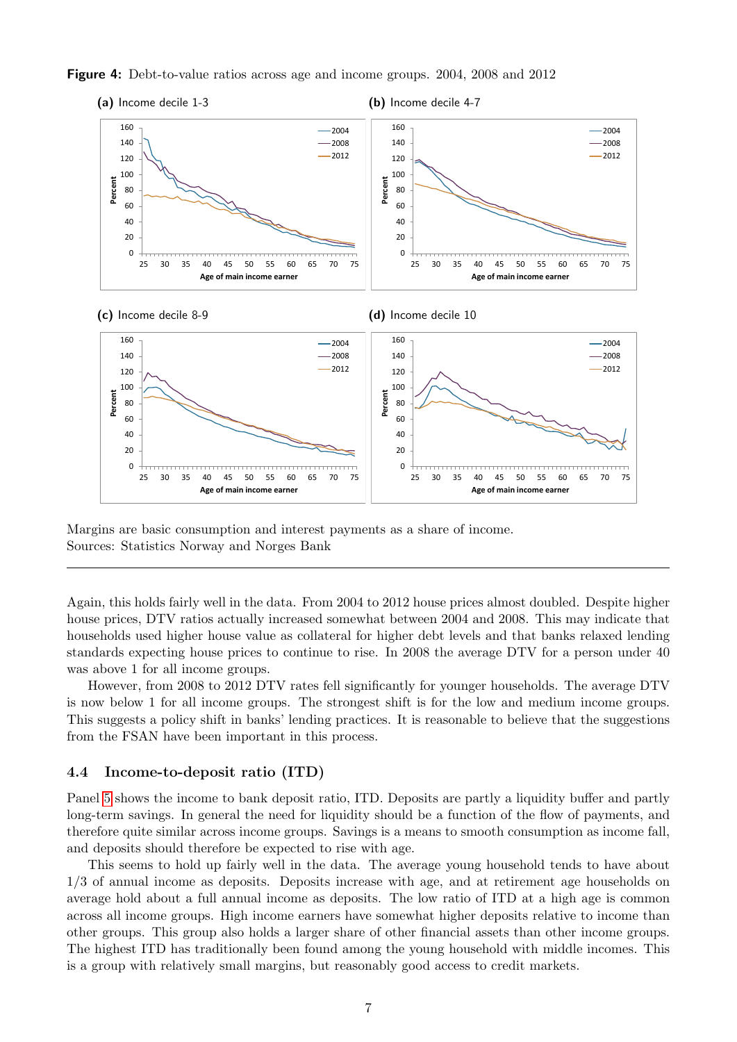**Figure 4:** Debt-to-value ratios across age and income groups. 2004, 2008 and 2012

**(a)** Income decile 1-3

**(b)** Income decile 4-7

**(c)** Income decile 8-9

**(d)** Income decile 10

Margins are basic consumption and interest payments as a share of income.
Sources: Statistics Norway and Norges Bank

---

Again, this holds fairly well in the data. From 2004 to 2012 house prices almost doubled. Despite higher house prices, DTV ratios actually increased somewhat between 2004 and 2008. This may indicate that households used higher house value as collateral for higher debt levels and that banks relaxed lending standards expecting house prices to continue to rise. In 2008 the average DTV for a person under 40 was above 1 for all income groups.

However, from 2008 to 2012 DTV rates fell significantly for younger households. The average DTV is now below 1 for all income groups. The strongest shift is for the low and medium income groups. This suggests a policy shift in banks' lending practices. It is reasonable to believe that the suggestions from the FSAN have been important in this process.

### 4.4 Income-to-deposit ratio (ITD)

Panel 5 shows the income to bank deposit ratio, ITD. Deposits are partly a liquidity buffer and partly long-term savings. In general the need for liquidity should be a function of the flow of payments, and therefore quite similar across income groups. Savings is a means to smooth consumption as income fall, and deposits should therefore be expected to rise with age.

This seems to hold up fairly well in the data. The average young household tends to have about 1/3 of annual income as deposits. Deposits increase with age, and at retirement age households on average hold about a full annual income as deposits. The low ratio of ITD at a high age is common across all income groups. High income earners have somewhat higher deposits relative to income than other groups. This group also holds a larger share of other financial assets than other income groups. The highest ITD has traditionally been found among the young household with middle incomes. This is a group with relatively small margins, but reasonably good access to credit markets.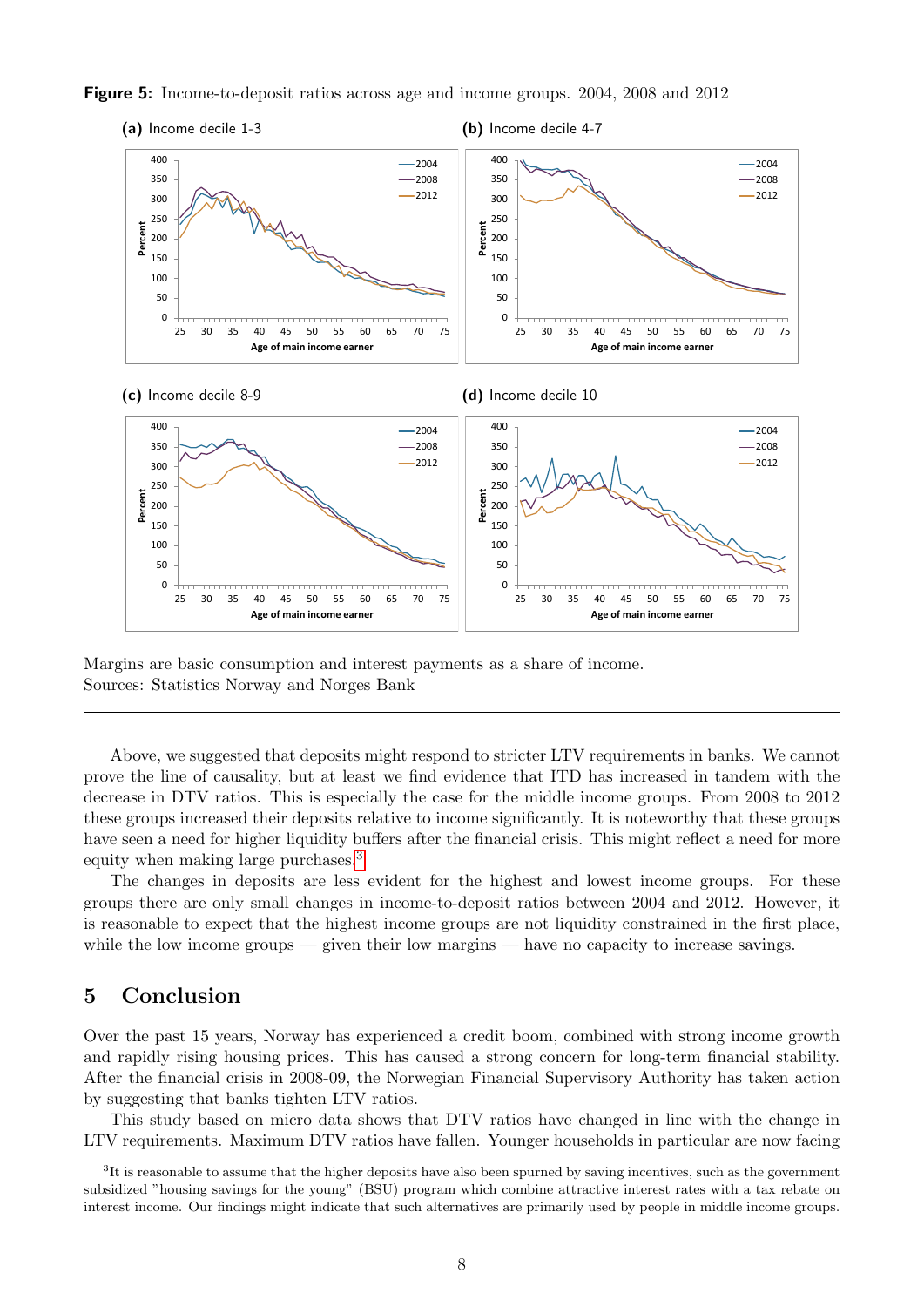**Figure 5:** Income-to-deposit ratios across age and income groups. 2004, 2008 and 2012

**(a)** Income decile 1-3

**(b)** Income decile 4-7

**(c)** Income decile 8-9

**(d)** Income decile 10

Margins are basic consumption and interest payments as a share of income.
Sources: Statistics Norway and Norges Bank

---

Above, we suggested that deposits might respond to stricter LTV requirements in banks. We cannot prove the line of causality, but at least we find evidence that ITD has increased in tandem with the decrease in DTV ratios. This is especially the case for the middle income groups. From 2008 to 2012 these groups increased their deposits relative to income significantly. It is noteworthy that these groups have seen a need for higher liquidity buffers after the financial crisis. This might reflect a need for more equity when making large purchases.[3]

The changes in deposits are less evident for the highest and lowest income groups. For these groups there are only small changes in income-to-deposit ratios between 2004 and 2012. However, it is reasonable to expect that the highest income groups are not liquidity constrained in the first place, while the low income groups — given their low margins — have no capacity to increase savings.

## 5 Conclusion

Over the past 15 years, Norway has experienced a credit boom, combined with strong income growth and rapidly rising housing prices. This has caused a strong concern for long-term financial stability. After the financial crisis in 2008-09, the Norwegian Financial Supervisory Authority has taken action by suggesting that banks tighten LTV ratios.

This study based on micro data shows that DTV ratios have changed in line with the change in LTV requirements. Maximum DTV ratios have fallen. Younger households in particular are now facing

---

[3] It is reasonable to assume that the higher deposits have also been spurned by saving incentives, such as the government subsidized "housing savings for the young" (BSU) program which combine attractive interest rates with a tax rebate on interest income. Our findings might indicate that such alternatives are primarily used by people in middle income groups.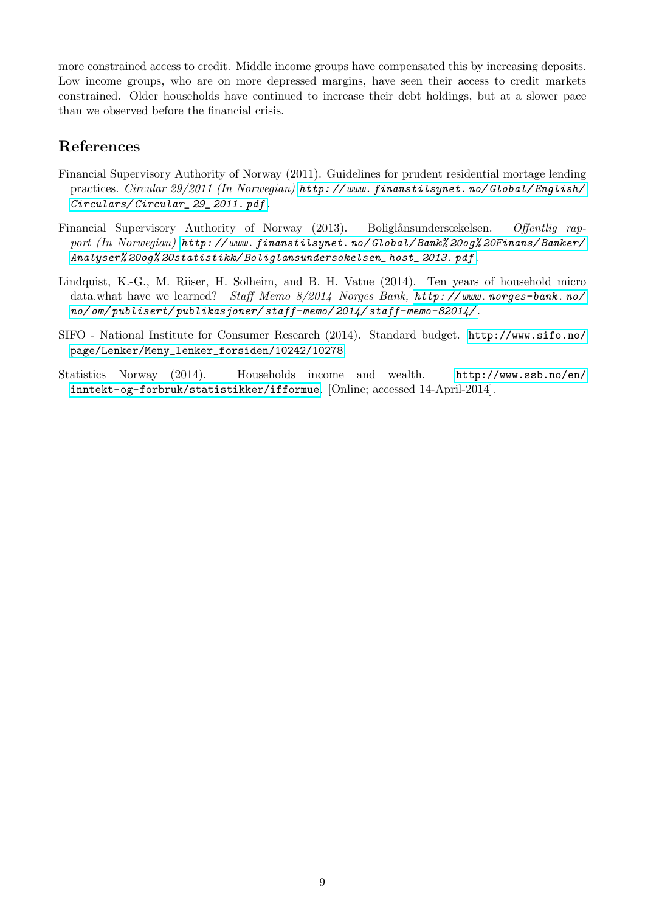more constrained access to credit. Middle income groups have compensated this by increasing deposits. Low income groups, who are on more depressed margins, have seen their access to credit markets constrained. Older households have continued to increase their debt holdings, but at a slower pace than we observed before the financial crisis.

## References

Financial Supervisory Authority of Norway (2011). Guidelines for prudent residential mortage lending practices. *Circular 29/2011 (In Norwegian)* *http://www.finanstilsynet.no/Global/English/Circulars/Circular_29_2011.pdf*.

Financial Supervisory Authority of Norway (2013). Boliglånsundersœkelsen. *Offentlig rapport (In Norwegian)* *http://www.finanstilsynet.no/Global/Bank%20og%20Finans/Banker/Analyser%20og%20statistikk/Boliglansundersokelsen_host_2013.pdf*.

Lindquist, K.-G., M. Riiser, H. Solheim, and B. H. Vatne (2014). Ten years of household micro data.what have we learned? *Staff Memo 8/2014 Norges Bank,* *http://www.norges-bank.no/no/om/publisert/publikasjoner/staff-memo/2014/staff-memo-82014/*.

SIFO - National Institute for Consumer Research (2014). Standard budget. http://www.sifo.no/page/Lenker/Meny_lenker_forsiden/10242/10278.

Statistics Norway (2014). Households income and wealth. http://www.ssb.no/en/inntekt-og-forbruk/statistikker/ifformue. [Online; accessed 14-April-2014].